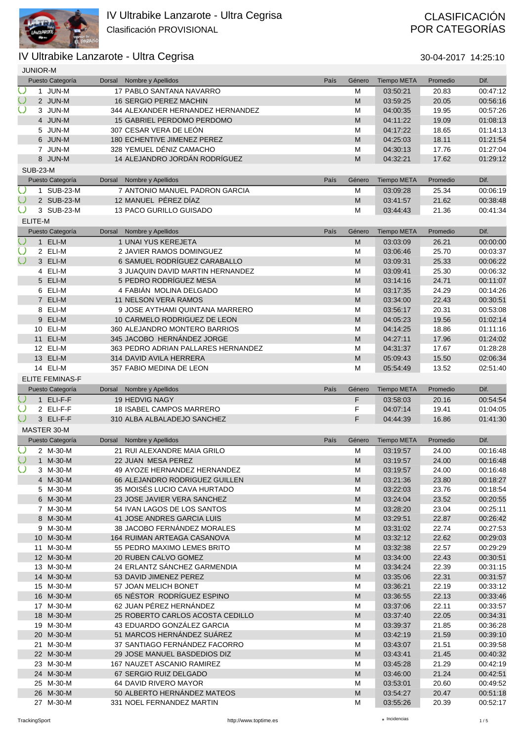# IV Ultrabike Lanzarote - Ultra Cegrisa

Clasificación PROVISIONAL

CLASIFICACIÓN POR CATEGORÍAS

## IV Ultrabike Lanzarote - Ultra Cegrisa

30-04-2017 14:25:10

### JUNIOR-M

| Puesto Categoría | Dorsal | Nombre y Apellidos | País | Género | Tiempo META | Promedio | Dif. |
|---|---|---|---|---|---|---|---|
| 1 JUN-M | 17 | PABLO SANTANA NAVARRO | | M | 03:50:21 | 20.83 | 00:47:12 |
| 2 JUN-M | 16 | SERGIO PEREZ MACHIN | | M | 03:59:25 | 20.05 | 00:56:16 |
| 3 JUN-M | 344 | ALEXANDER HERNANDEZ HERNANDEZ | | M | 04:00:35 | 19.95 | 00:57:26 |
| 4 JUN-M | 15 | GABRIEL PERDOMO PERDOMO | | M | 04:11:22 | 19.09 | 01:08:13 |
| 5 JUN-M | 307 | CESAR VERA DE LEÓN | | M | 04:17:22 | 18.65 | 01:14:13 |
| 6 JUN-M | 180 | ECHENTIVE JIMENEZ PEREZ | | M | 04:25:03 | 18.11 | 01:21:54 |
| 7 JUN-M | 328 | YEMUEL DÉNIZ CAMACHO | | M | 04:30:13 | 17.76 | 01:27:04 |
| 8 JUN-M | 14 | ALEJANDRO JORDÁN RODRÍGUEZ | | M | 04:32:21 | 17.62 | 01:29:12 |

### SUB-23-M

| Puesto Categoría | Dorsal | Nombre y Apellidos | País | Género | Tiempo META | Promedio | Dif. |
|---|---|---|---|---|---|---|---|
| 1 SUB-23-M | 7 | ANTONIO MANUEL PADRON GARCIA | | M | 03:09:28 | 25.34 | 00:06:19 |
| 2 SUB-23-M | 12 | MANUEL PÉREZ DÍAZ | | M | 03:41:57 | 21.62 | 00:38:48 |
| 3 SUB-23-M | 13 | PACO GURILLO GUISADO | | M | 03:44:43 | 21.36 | 00:41:34 |

### ELITE-M

| Puesto Categoría | Dorsal | Nombre y Apellidos | País | Género | Tiempo META | Promedio | Dif. |
|---|---|---|---|---|---|---|---|
| 1 ELI-M | 1 | UNAI YUS KEREJETA | | M | 03:03:09 | 26.21 | 00:00:00 |
| 2 ELI-M | 2 | JAVIER RAMOS DOMINGUEZ | | M | 03:06:46 | 25.70 | 00:03:37 |
| 3 ELI-M | 6 | SAMUEL RODRÍGUEZ CARABALLO | | M | 03:09:31 | 25.33 | 00:06:22 |
| 4 ELI-M | 3 | JUAQUIN DAVID MARTIN HERNANDEZ | | M | 03:09:41 | 25.30 | 00:06:32 |
| 5 ELI-M | 5 | PEDRO RODRÍGUEZ MESA | | M | 03:14:16 | 24.71 | 00:11:07 |
| 6 ELI-M | 4 | FABIÁN MOLINA DELGADO | | M | 03:17:35 | 24.29 | 00:14:26 |
| 7 ELI-M | 11 | NELSON VERA RAMOS | | M | 03:34:00 | 22.43 | 00:30:51 |
| 8 ELI-M | 9 | JOSE AYTHAMI QUINTANA MARRERO | | M | 03:56:17 | 20.31 | 00:53:08 |
| 9 ELI-M | 10 | CARMELO RODRIGUEZ DE LEON | | M | 04:05:23 | 19.56 | 01:02:14 |
| 10 ELI-M | 360 | ALEJANDRO MONTERO BARRIOS | | M | 04:14:25 | 18.86 | 01:11:16 |
| 11 ELI-M | 345 | JACOBO HERNÁNDEZ JORGE | | M | 04:27:11 | 17.96 | 01:24:02 |
| 12 ELI-M | 363 | PEDRO ADRIAN PALLARES HERNANDEZ | | M | 04:31:37 | 17.67 | 01:28:28 |
| 13 ELI-M | 314 | DAVID AVILA HERRERA | | M | 05:09:43 | 15.50 | 02:06:34 |
| 14 ELI-M | 357 | FABIO MEDINA DE LEON | | M | 05:54:49 | 13.52 | 02:51:40 |

### ELITE FEMINAS-F

| Puesto Categoría | Dorsal | Nombre y Apellidos | País | Género | Tiempo META | Promedio | Dif. |
|---|---|---|---|---|---|---|---|
| 1 ELI-F-F | 19 | HEDVIG NAGY | | F | 03:58:03 | 20.16 | 00:54:54 |
| 2 ELI-F-F | 18 | ISABEL CAMPOS MARRERO | | F | 04:07:14 | 19.41 | 01:04:05 |
| 3 ELI-F-F | 310 | ALBA ALBALADEJO SANCHEZ | | F | 04:44:39 | 16.86 | 01:41:30 |

### MASTER 30-M

| Puesto Categoría | Dorsal | Nombre y Apellidos | País | Género | Tiempo META | Promedio | Dif. |
|---|---|---|---|---|---|---|---|
| 2 M-30-M | 21 | RUI ALEXANDRE MAIA GRILO | | M | 03:19:57 | 24.00 | 00:16:48 |
| 1 M-30-M | 22 | JUAN MESA PEREZ | | M | 03:19:57 | 24.00 | 00:16:48 |
| 3 M-30-M | 49 | AYOZE HERNANDEZ HERNANDEZ | | M | 03:19:57 | 24.00 | 00:16:48 |
| 4 M-30-M | 66 | ALEJANDRO RODRIGUEZ GUILLEN | | M | 03:21:36 | 23.80 | 00:18:27 |
| 5 M-30-M | 35 | MOISÉS LUCIO CAVA HURTADO | | M | 03:22:03 | 23.76 | 00:18:54 |
| 6 M-30-M | 23 | JOSE JAVIER VERA SANCHEZ | | M | 03:24:04 | 23.52 | 00:20:55 |
| 7 M-30-M | 54 | IVAN LAGOS DE LOS SANTOS | | M | 03:28:20 | 23.04 | 00:25:11 |
| 8 M-30-M | 41 | JOSE ANDRES GARCIA LUIS | | M | 03:29:51 | 22.87 | 00:26:42 |
| 9 M-30-M | 38 | JACOBO FERNÁNDEZ MORALES | | M | 03:31:02 | 22.74 | 00:27:53 |
| 10 M-30-M | 164 | RUIMAN ARTEAGA CASANOVA | | M | 03:32:12 | 22.62 | 00:29:03 |
| 11 M-30-M | 55 | PEDRO MAXIMO LEMES BRITO | | M | 03:32:38 | 22.57 | 00:29:29 |
| 12 M-30-M | 20 | RUBEN CALVO GOMEZ | | M | 03:34:00 | 22.43 | 00:30:51 |
| 13 M-30-M | 24 | ERLANTZ SÁNCHEZ GARMENDIA | | M | 03:34:24 | 22.39 | 00:31:15 |
| 14 M-30-M | 53 | DAVID JIMENEZ PEREZ | | M | 03:35:06 | 22.31 | 00:31:57 |
| 15 M-30-M | 57 | JOAN MELICH BONET | | M | 03:36:21 | 22.19 | 00:33:12 |
| 16 M-30-M | 65 | NÉSTOR RODRÍGUEZ ESPINO | | M | 03:36:55 | 22.13 | 00:33:46 |
| 17 M-30-M | 62 | JUAN PÉREZ HERNÁNDEZ | | M | 03:37:06 | 22.11 | 00:33:57 |
| 18 M-30-M | 25 | ROBERTO CARLOS ACOSTA CEDILLO | | M | 03:37:40 | 22.05 | 00:34:31 |
| 19 M-30-M | 43 | EDUARDO GONZÁLEZ GARCIA | | M | 03:39:37 | 21.85 | 00:36:28 |
| 20 M-30-M | 51 | MARCOS HERNÁNDEZ SUÁREZ | | M | 03:42:19 | 21.59 | 00:39:10 |
| 21 M-30-M | 37 | SANTIAGO FERNÁNDEZ FACORRO | | M | 03:43:07 | 21.51 | 00:39:58 |
| 22 M-30-M | 29 | JOSE MANUEL BASDEDIOS DIZ | | M | 03:43:41 | 21.45 | 00:40:32 |
| 23 M-30-M | 167 | NAUZET ASCANIO RAMIREZ | | M | 03:45:28 | 21.29 | 00:42:19 |
| 24 M-30-M | 67 | SERGIO RUIZ DELGADO | | M | 03:46:00 | 21.24 | 00:42:51 |
| 25 M-30-M | 64 | DAVID RIVERO MAYOR | | M | 03:53:01 | 20.60 | 00:49:52 |
| 26 M-30-M | 50 | ALBERTO HERNÁNDEZ MATEOS | | M | 03:54:27 | 20.47 | 00:51:18 |
| 27 M-30-M | 331 | NOEL FERNANDEZ MARTIN | | M | 03:55:26 | 20.39 | 00:52:17 |

TrackingSport http://www.toptime.es ★ Incidencias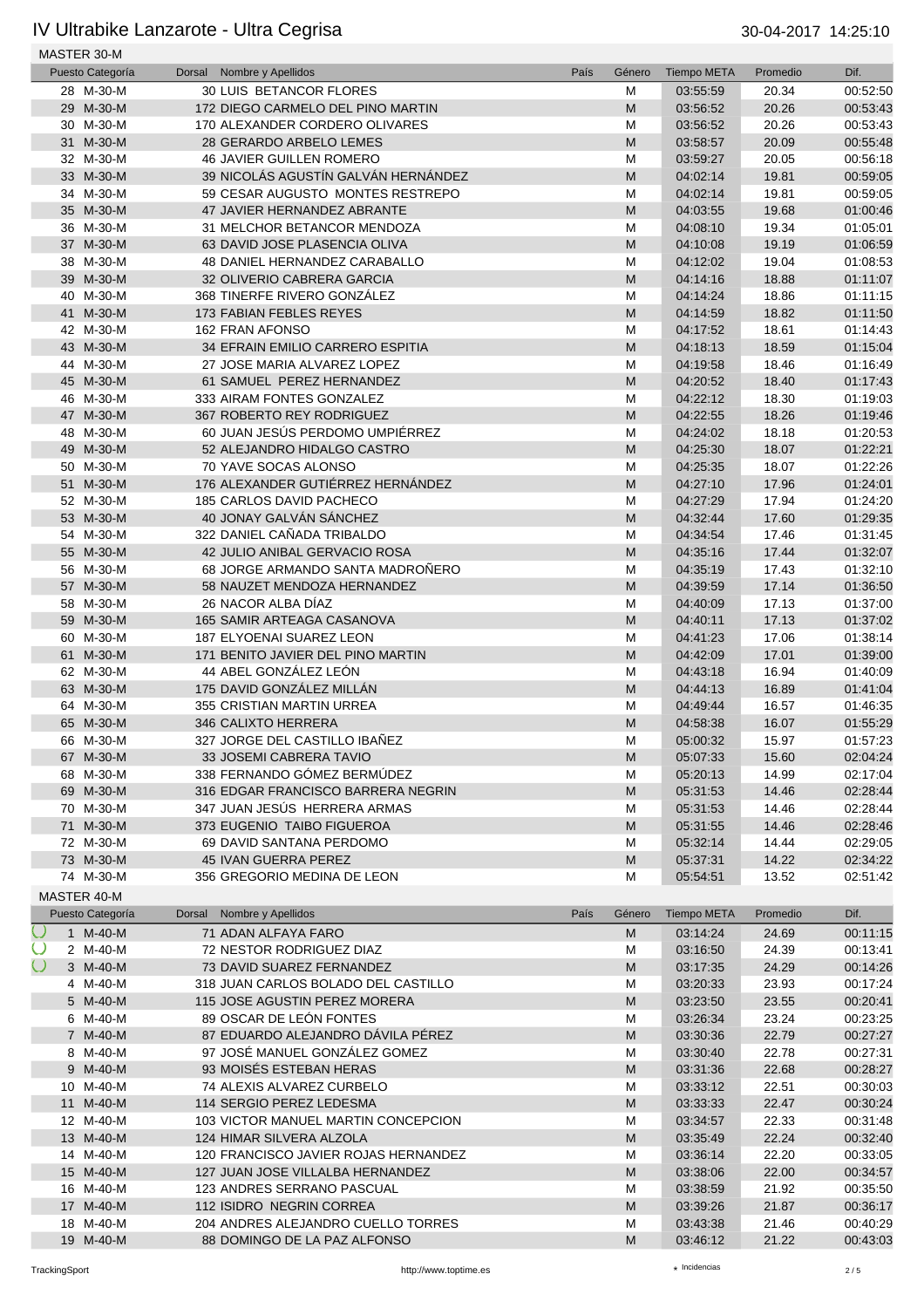# IV Ultrabike Lanzarote - Ultra Cegrisa

30-04-2017 14:25:10

## MASTER 30-M

| Puesto Categoría | Dorsal | Nombre y Apellidos | País | Género | Tiempo META | Promedio | Dif. |
|---|---|---|---|---|---|---|---|
| 28 M-30-M | 30 | LUIS BETANCOR FLORES | | M | 03:55:59 | 20.34 | 00:52:50 |
| 29 M-30-M | 172 | DIEGO CARMELO DEL PINO MARTIN | | M | 03:56:52 | 20.26 | 00:53:43 |
| 30 M-30-M | 170 | ALEXANDER CORDERO OLIVARES | | M | 03:56:52 | 20.26 | 00:53:43 |
| 31 M-30-M | 28 | GERARDO ARBELO LEMES | | M | 03:58:57 | 20.09 | 00:55:48 |
| 32 M-30-M | 46 | JAVIER GUILLEN ROMERO | | M | 03:59:27 | 20.05 | 00:56:18 |
| 33 M-30-M | 39 | NICOLÁS AGUSTÍN GALVÁN HERNÁNDEZ | | M | 04:02:14 | 19.81 | 00:59:05 |
| 34 M-30-M | 59 | CESAR AUGUSTO MONTES RESTREPO | | M | 04:02:14 | 19.81 | 00:59:05 |
| 35 M-30-M | 47 | JAVIER HERNANDEZ ABRANTE | | M | 04:03:55 | 19.68 | 01:00:46 |
| 36 M-30-M | 31 | MELCHOR BETANCOR MENDOZA | | M | 04:08:10 | 19.34 | 01:05:01 |
| 37 M-30-M | 63 | DAVID JOSE PLASENCIA OLIVA | | M | 04:10:08 | 19.19 | 01:06:59 |
| 38 M-30-M | 48 | DANIEL HERNANDEZ CARABALLO | | M | 04:12:02 | 19.04 | 01:08:53 |
| 39 M-30-M | 32 | OLIVERIO CABRERA GARCIA | | M | 04:14:16 | 18.88 | 01:11:07 |
| 40 M-30-M | 368 | TINERFE RIVERO GONZÁLEZ | | M | 04:14:24 | 18.86 | 01:11:15 |
| 41 M-30-M | 173 | FABIAN FEBLES REYES | | M | 04:14:59 | 18.82 | 01:11:50 |
| 42 M-30-M | 162 | FRAN AFONSO | | M | 04:17:52 | 18.61 | 01:14:43 |
| 43 M-30-M | 34 | EFRAIN EMILIO CARRERO ESPITIA | | M | 04:18:13 | 18.59 | 01:15:04 |
| 44 M-30-M | 27 | JOSE MARIA ALVAREZ LOPEZ | | M | 04:19:58 | 18.46 | 01:16:49 |
| 45 M-30-M | 61 | SAMUEL PEREZ HERNANDEZ | | M | 04:20:52 | 18.40 | 01:17:43 |
| 46 M-30-M | 333 | AIRAM FONTES GONZALEZ | | M | 04:22:12 | 18.30 | 01:19:03 |
| 47 M-30-M | 367 | ROBERTO REY RODRIGUEZ | | M | 04:22:55 | 18.26 | 01:19:46 |
| 48 M-30-M | 60 | JUAN JESÚS PERDOMO UMPIÉRREZ | | M | 04:24:02 | 18.18 | 01:20:53 |
| 49 M-30-M | 52 | ALEJANDRO HIDALGO CASTRO | | M | 04:25:30 | 18.07 | 01:22:21 |
| 50 M-30-M | 70 | YAVE SOCAS ALONSO | | M | 04:25:35 | 18.07 | 01:22:26 |
| 51 M-30-M | 176 | ALEXANDER GUTIÉRREZ HERNÁNDEZ | | M | 04:27:10 | 17.96 | 01:24:01 |
| 52 M-30-M | 185 | CARLOS DAVID PACHECO | | M | 04:27:29 | 17.94 | 01:24:20 |
| 53 M-30-M | 40 | JONAY GALVÁN SÁNCHEZ | | M | 04:32:44 | 17.60 | 01:29:35 |
| 54 M-30-M | 322 | DANIEL CAÑADA TRIBALDO | | M | 04:34:54 | 17.46 | 01:31:45 |
| 55 M-30-M | 42 | JULIO ANIBAL GERVACIO ROSA | | M | 04:35:16 | 17.44 | 01:32:07 |
| 56 M-30-M | 68 | JORGE ARMANDO SANTA MADROÑERO | | M | 04:35:19 | 17.43 | 01:32:10 |
| 57 M-30-M | 58 | NAUZET MENDOZA HERNANDEZ | | M | 04:39:59 | 17.14 | 01:36:50 |
| 58 M-30-M | 26 | NACOR ALBA DÍAZ | | M | 04:40:09 | 17.13 | 01:37:00 |
| 59 M-30-M | 165 | SAMIR ARTEAGA CASANOVA | | M | 04:40:11 | 17.13 | 01:37:02 |
| 60 M-30-M | 187 | ELYOENAI SUAREZ LEON | | M | 04:41:23 | 17.06 | 01:38:14 |
| 61 M-30-M | 171 | BENITO JAVIER DEL PINO MARTIN | | M | 04:42:09 | 17.01 | 01:39:00 |
| 62 M-30-M | 44 | ABEL GONZÁLEZ LEÓN | | M | 04:43:18 | 16.94 | 01:40:09 |
| 63 M-30-M | 175 | DAVID GONZÁLEZ MILLÁN | | M | 04:44:13 | 16.89 | 01:41:04 |
| 64 M-30-M | 355 | CRISTIAN MARTIN URREA | | M | 04:49:44 | 16.57 | 01:46:35 |
| 65 M-30-M | 346 | CALIXTO HERRERA | | M | 04:58:38 | 16.07 | 01:55:29 |
| 66 M-30-M | 327 | JORGE DEL CASTILLO IBAÑEZ | | M | 05:00:32 | 15.97 | 01:57:23 |
| 67 M-30-M | 33 | JOSEMI CABRERA TAVIO | | M | 05:07:33 | 15.60 | 02:04:24 |
| 68 M-30-M | 338 | FERNANDO GÓMEZ BERMÚDEZ | | M | 05:20:13 | 14.99 | 02:17:04 |
| 69 M-30-M | 316 | EDGAR FRANCISCO BARRERA NEGRIN | | M | 05:31:53 | 14.46 | 02:28:44 |
| 70 M-30-M | 347 | JUAN JESÚS HERRERA ARMAS | | M | 05:31:53 | 14.46 | 02:28:44 |
| 71 M-30-M | 373 | EUGENIO TAIBO FIGUEROA | | M | 05:31:55 | 14.46 | 02:28:46 |
| 72 M-30-M | 69 | DAVID SANTANA PERDOMO | | M | 05:32:14 | 14.44 | 02:29:05 |
| 73 M-30-M | 45 | IVAN GUERRA PEREZ | | M | 05:37:31 | 14.22 | 02:34:22 |
| 74 M-30-M | 356 | GREGORIO MEDINA DE LEON | | M | 05:54:51 | 13.52 | 02:51:42 |

## MASTER 40-M

| Puesto Categoría | Dorsal | Nombre y Apellidos | País | Género | Tiempo META | Promedio | Dif. |
|---|---|---|---|---|---|---|---|
| 1 M-40-M | 71 | ADAN ALFAYA FARO | | M | 03:14:24 | 24.69 | 00:11:15 |
| 2 M-40-M | 72 | NESTOR RODRIGUEZ DIAZ | | M | 03:16:50 | 24.39 | 00:13:41 |
| 3 M-40-M | 73 | DAVID SUAREZ FERNANDEZ | | M | 03:17:35 | 24.29 | 00:14:26 |
| 4 M-40-M | 318 | JUAN CARLOS BOLADO DEL CASTILLO | | M | 03:20:33 | 23.93 | 00:17:24 |
| 5 M-40-M | 115 | JOSE AGUSTIN PEREZ MORERA | | M | 03:23:50 | 23.55 | 00:20:41 |
| 6 M-40-M | 89 | OSCAR DE LEÓN FONTES | | M | 03:26:34 | 23.24 | 00:23:25 |
| 7 M-40-M | 87 | EDUARDO ALEJANDRO DÁVILA PÉREZ | | M | 03:30:36 | 22.79 | 00:27:27 |
| 8 M-40-M | 97 | JOSÉ MANUEL GONZÁLEZ GOMEZ | | M | 03:30:40 | 22.78 | 00:27:31 |
| 9 M-40-M | 93 | MOISÉS ESTEBAN HERAS | | M | 03:31:36 | 22.68 | 00:28:27 |
| 10 M-40-M | 74 | ALEXIS ALVAREZ CURBELO | | M | 03:33:12 | 22.51 | 00:30:03 |
| 11 M-40-M | 114 | SERGIO PEREZ LEDESMA | | M | 03:33:33 | 22.47 | 00:30:24 |
| 12 M-40-M | 103 | VICTOR MANUEL MARTIN CONCEPCION | | M | 03:34:57 | 22.33 | 00:31:48 |
| 13 M-40-M | 124 | HIMAR SILVERA ALZOLA | | M | 03:35:49 | 22.24 | 00:32:40 |
| 14 M-40-M | 120 | FRANCISCO JAVIER ROJAS HERNANDEZ | | M | 03:36:14 | 22.20 | 00:33:05 |
| 15 M-40-M | 127 | JUAN JOSE VILLALBA HERNANDEZ | | M | 03:38:06 | 22.00 | 00:34:57 |
| 16 M-40-M | 123 | ANDRES SERRANO PASCUAL | | M | 03:38:59 | 21.92 | 00:35:50 |
| 17 M-40-M | 112 | ISIDRO NEGRIN CORREA | | M | 03:39:26 | 21.87 | 00:36:17 |
| 18 M-40-M | 204 | ANDRES ALEJANDRO CUELLO TORRES | | M | 03:43:38 | 21.46 | 00:40:29 |
| 19 M-40-M | 88 | DOMINGO DE LA PAZ ALFONSO | | M | 03:46:12 | 21.22 | 00:43:03 |

TrackingSport · http://www.toptime.es · ★ Incidencias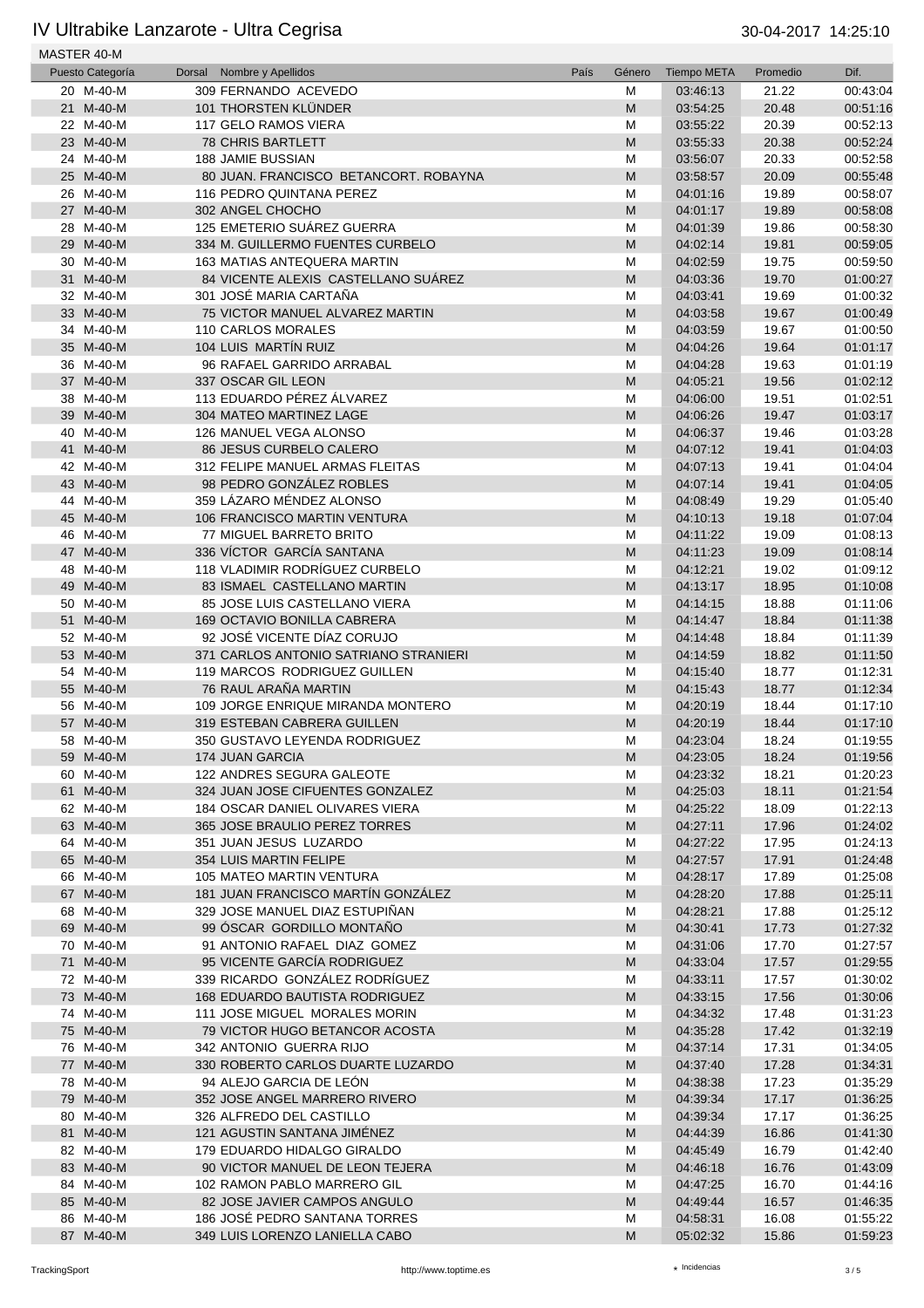# IV Ultrabike Lanzarote - Ultra Cegrisa

30-04-2017 14:25:10

MASTER 40-M

| Puesto | Categoría | Dorsal | Nombre y Apellidos | País | Género | Tiempo META | Promedio | Dif. |
|---|---|---|---|---|---|---|---|---|
| 20 | M-40-M | 309 | FERNANDO ACEVEDO | | M | 03:46:13 | 21.22 | 00:43:04 |
| 21 | M-40-M | 101 | THORSTEN KLÜNDER | | M | 03:54:25 | 20.48 | 00:51:16 |
| 22 | M-40-M | 117 | GELO RAMOS VIERA | | M | 03:55:22 | 20.39 | 00:52:13 |
| 23 | M-40-M | 78 | CHRIS BARTLETT | | M | 03:55:33 | 20.38 | 00:52:24 |
| 24 | M-40-M | 188 | JAMIE BUSSIAN | | M | 03:56:07 | 20.33 | 00:52:58 |
| 25 | M-40-M | 80 | JUAN. FRANCISCO BETANCORT. ROBAYNA | | M | 03:58:57 | 20.09 | 00:55:48 |
| 26 | M-40-M | 116 | PEDRO QUINTANA PEREZ | | M | 04:01:16 | 19.89 | 00:58:07 |
| 27 | M-40-M | 302 | ANGEL CHOCHO | | M | 04:01:17 | 19.89 | 00:58:08 |
| 28 | M-40-M | 125 | EMETERIO SUÁREZ GUERRA | | M | 04:01:39 | 19.86 | 00:58:30 |
| 29 | M-40-M | 334 | M. GUILLERMO FUENTES CURBELO | | M | 04:02:14 | 19.81 | 00:59:05 |
| 30 | M-40-M | 163 | MATIAS ANTEQUERA MARTIN | | M | 04:02:59 | 19.75 | 00:59:50 |
| 31 | M-40-M | 84 | VICENTE ALEXIS CASTELLANO SUÁREZ | | M | 04:03:36 | 19.70 | 01:00:27 |
| 32 | M-40-M | 301 | JOSÉ MARIA CARTAÑA | | M | 04:03:41 | 19.69 | 01:00:32 |
| 33 | M-40-M | 75 | VICTOR MANUEL ALVAREZ MARTIN | | M | 04:03:58 | 19.67 | 01:00:49 |
| 34 | M-40-M | 110 | CARLOS MORALES | | M | 04:03:59 | 19.67 | 01:00:50 |
| 35 | M-40-M | 104 | LUIS MARTÍN RUIZ | | M | 04:04:26 | 19.64 | 01:01:17 |
| 36 | M-40-M | 96 | RAFAEL GARRIDO ARRABAL | | M | 04:04:28 | 19.63 | 01:01:19 |
| 37 | M-40-M | 337 | OSCAR GIL LEON | | M | 04:05:21 | 19.56 | 01:02:12 |
| 38 | M-40-M | 113 | EDUARDO PÉREZ ÁLVAREZ | | M | 04:06:00 | 19.51 | 01:02:51 |
| 39 | M-40-M | 304 | MATEO MARTINEZ LAGE | | M | 04:06:26 | 19.47 | 01:03:17 |
| 40 | M-40-M | 126 | MANUEL VEGA ALONSO | | M | 04:06:37 | 19.46 | 01:03:28 |
| 41 | M-40-M | 86 | JESUS CURBELO CALERO | | M | 04:07:12 | 19.41 | 01:04:03 |
| 42 | M-40-M | 312 | FELIPE MANUEL ARMAS FLEITAS | | M | 04:07:13 | 19.41 | 01:04:04 |
| 43 | M-40-M | 98 | PEDRO GONZÁLEZ ROBLES | | M | 04:07:14 | 19.41 | 01:04:05 |
| 44 | M-40-M | 359 | LÁZARO MÉNDEZ ALONSO | | M | 04:08:49 | 19.29 | 01:05:40 |
| 45 | M-40-M | 106 | FRANCISCO MARTIN VENTURA | | M | 04:10:13 | 19.18 | 01:07:04 |
| 46 | M-40-M | 77 | MIGUEL BARRETO BRITO | | M | 04:11:22 | 19.09 | 01:08:13 |
| 47 | M-40-M | 336 | VÍCTOR GARCÍA SANTANA | | M | 04:11:23 | 19.09 | 01:08:14 |
| 48 | M-40-M | 118 | VLADIMIR RODRÍGUEZ CURBELO | | M | 04:12:21 | 19.02 | 01:09:12 |
| 49 | M-40-M | 83 | ISMAEL CASTELLANO MARTIN | | M | 04:13:17 | 18.95 | 01:10:08 |
| 50 | M-40-M | 85 | JOSE LUIS CASTELLANO VIERA | | M | 04:14:15 | 18.88 | 01:11:06 |
| 51 | M-40-M | 169 | OCTAVIO BONILLA CABRERA | | M | 04:14:47 | 18.84 | 01:11:38 |
| 52 | M-40-M | 92 | JOSÉ VICENTE DÍAZ CORUJO | | M | 04:14:48 | 18.84 | 01:11:39 |
| 53 | M-40-M | 371 | CARLOS ANTONIO SATRIANO STRANIERI | | M | 04:14:59 | 18.82 | 01:11:50 |
| 54 | M-40-M | 119 | MARCOS RODRIGUEZ GUILLEN | | M | 04:15:40 | 18.77 | 01:12:31 |
| 55 | M-40-M | 76 | RAUL ARAÑA MARTIN | | M | 04:15:43 | 18.77 | 01:12:34 |
| 56 | M-40-M | 109 | JORGE ENRIQUE MIRANDA MONTERO | | M | 04:20:19 | 18.44 | 01:17:10 |
| 57 | M-40-M | 319 | ESTEBAN CABRERA GUILLEN | | M | 04:20:19 | 18.44 | 01:17:10 |
| 58 | M-40-M | 350 | GUSTAVO LEYENDA RODRIGUEZ | | M | 04:23:04 | 18.24 | 01:19:55 |
| 59 | M-40-M | 174 | JUAN GARCIA | | M | 04:23:05 | 18.24 | 01:19:56 |
| 60 | M-40-M | 122 | ANDRES SEGURA GALEOTE | | M | 04:23:32 | 18.21 | 01:20:23 |
| 61 | M-40-M | 324 | JUAN JOSE CIFUENTES GONZALEZ | | M | 04:25:03 | 18.11 | 01:21:54 |
| 62 | M-40-M | 184 | OSCAR DANIEL OLIVARES VIERA | | M | 04:25:22 | 18.09 | 01:22:13 |
| 63 | M-40-M | 365 | JOSE BRAULIO PEREZ TORRES | | M | 04:27:11 | 17.96 | 01:24:02 |
| 64 | M-40-M | 351 | JUAN JESUS LUZARDO | | M | 04:27:22 | 17.95 | 01:24:13 |
| 65 | M-40-M | 354 | LUIS MARTIN FELIPE | | M | 04:27:57 | 17.91 | 01:24:48 |
| 66 | M-40-M | 105 | MATEO MARTIN VENTURA | | M | 04:28:17 | 17.89 | 01:25:08 |
| 67 | M-40-M | 181 | JUAN FRANCISCO MARTÍN GONZÁLEZ | | M | 04:28:20 | 17.88 | 01:25:11 |
| 68 | M-40-M | 329 | JOSE MANUEL DIAZ ESTUPIÑAN | | M | 04:28:21 | 17.88 | 01:25:12 |
| 69 | M-40-M | 99 | ÓSCAR GORDILLO MONTAÑO | | M | 04:30:41 | 17.73 | 01:27:32 |
| 70 | M-40-M | 91 | ANTONIO RAFAEL DIAZ GOMEZ | | M | 04:31:06 | 17.70 | 01:27:57 |
| 71 | M-40-M | 95 | VICENTE GARCÍA RODRIGUEZ | | M | 04:33:04 | 17.57 | 01:29:55 |
| 72 | M-40-M | 339 | RICARDO GONZÁLEZ RODRÍGUEZ | | M | 04:33:11 | 17.57 | 01:30:02 |
| 73 | M-40-M | 168 | EDUARDO BAUTISTA RODRIGUEZ | | M | 04:33:15 | 17.56 | 01:30:06 |
| 74 | M-40-M | 111 | JOSE MIGUEL MORALES MORIN | | M | 04:34:32 | 17.48 | 01:31:23 |
| 75 | M-40-M | 79 | VICTOR HUGO BETANCOR ACOSTA | | M | 04:35:28 | 17.42 | 01:32:19 |
| 76 | M-40-M | 342 | ANTONIO GUERRA RIJO | | M | 04:37:14 | 17.31 | 01:34:05 |
| 77 | M-40-M | 330 | ROBERTO CARLOS DUARTE LUZARDO | | M | 04:37:40 | 17.28 | 01:34:31 |
| 78 | M-40-M | 94 | ALEJO GARCIA DE LEÓN | | M | 04:38:38 | 17.23 | 01:35:29 |
| 79 | M-40-M | 352 | JOSE ANGEL MARRERO RIVERO | | M | 04:39:34 | 17.17 | 01:36:25 |
| 80 | M-40-M | 326 | ALFREDO DEL CASTILLO | | M | 04:39:34 | 17.17 | 01:36:25 |
| 81 | M-40-M | 121 | AGUSTIN SANTANA JIMÉNEZ | | M | 04:44:39 | 16.86 | 01:41:30 |
| 82 | M-40-M | 179 | EDUARDO HIDALGO GIRALDO | | M | 04:45:49 | 16.79 | 01:42:40 |
| 83 | M-40-M | 90 | VICTOR MANUEL DE LEON TEJERA | | M | 04:46:18 | 16.76 | 01:43:09 |
| 84 | M-40-M | 102 | RAMON PABLO MARRERO GIL | | M | 04:47:25 | 16.70 | 01:44:16 |
| 85 | M-40-M | 82 | JOSE JAVIER CAMPOS ANGULO | | M | 04:49:44 | 16.57 | 01:46:35 |
| 86 | M-40-M | 186 | JOSÉ PEDRO SANTANA TORRES | | M | 04:58:31 | 16.08 | 01:55:22 |
| 87 | M-40-M | 349 | LUIS LORENZO LANIELLA CABO | | M | 05:02:32 | 15.86 | 01:59:23 |

TrackingSport http://www.toptime.es * Incidencias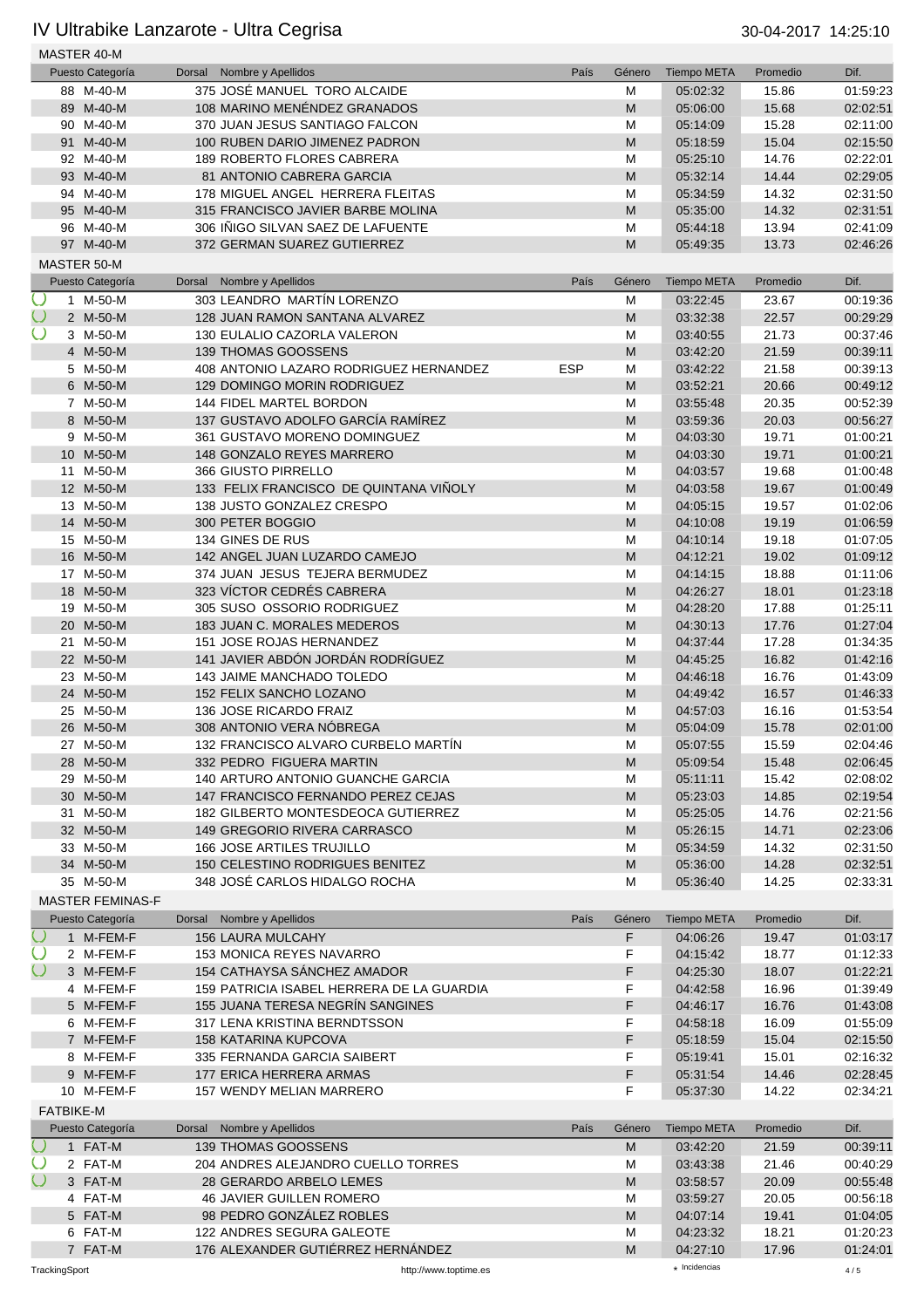# IV Ultrabike Lanzarote - Ultra Cegrisa

30-04-2017 14:25:10

## MASTER 40-M

| Puesto Categoría | Dorsal | Nombre y Apellidos | País | Género | Tiempo META | Promedio | Dif. |
|---|---|---|---|---|---|---|---|
| 88 M-40-M | 375 | JOSÉ MANUEL TORO ALCAIDE | | M | 05:02:32 | 15.86 | 01:59:23 |
| 89 M-40-M | 108 | MARINO MENÉNDEZ GRANADOS | | M | 05:06:00 | 15.68 | 02:02:51 |
| 90 M-40-M | 370 | JUAN JESUS SANTIAGO FALCON | | M | 05:14:09 | 15.28 | 02:11:00 |
| 91 M-40-M | 100 | RUBEN DARIO JIMENEZ PADRON | | M | 05:18:59 | 15.04 | 02:15:50 |
| 92 M-40-M | 189 | ROBERTO FLORES CABRERA | | M | 05:25:10 | 14.76 | 02:22:01 |
| 93 M-40-M | 81 | ANTONIO CABRERA GARCIA | | M | 05:32:14 | 14.44 | 02:29:05 |
| 94 M-40-M | 178 | MIGUEL ANGEL HERRERA FLEITAS | | M | 05:34:59 | 14.32 | 02:31:50 |
| 95 M-40-M | 315 | FRANCISCO JAVIER BARBE MOLINA | | M | 05:35:00 | 14.32 | 02:31:51 |
| 96 M-40-M | 306 | IÑIGO SILVAN SAEZ DE LAFUENTE | | M | 05:44:18 | 13.94 | 02:41:09 |
| 97 M-40-M | 372 | GERMAN SUAREZ GUTIERREZ | | M | 05:49:35 | 13.73 | 02:46:26 |

## MASTER 50-M

| Puesto Categoría | Dorsal | Nombre y Apellidos | País | Género | Tiempo META | Promedio | Dif. |
|---|---|---|---|---|---|---|---|
| 1 M-50-M | 303 | LEANDRO MARTÍN LORENZO | | M | 03:22:45 | 23.67 | 00:19:36 |
| 2 M-50-M | 128 | JUAN RAMON SANTANA ALVAREZ | | M | 03:32:38 | 22.57 | 00:29:29 |
| 3 M-50-M | 130 | EULALIO CAZORLA VALERON | | M | 03:40:55 | 21.73 | 00:37:46 |
| 4 M-50-M | 139 | THOMAS GOOSSENS | | M | 03:42:20 | 21.59 | 00:39:11 |
| 5 M-50-M | 408 | ANTONIO LAZARO RODRIGUEZ HERNANDEZ | ESP | M | 03:42:22 | 21.58 | 00:39:13 |
| 6 M-50-M | 129 | DOMINGO MORIN RODRIGUEZ | | M | 03:52:21 | 20.66 | 00:49:12 |
| 7 M-50-M | 144 | FIDEL MARTEL BORDON | | M | 03:55:48 | 20.35 | 00:52:39 |
| 8 M-50-M | 137 | GUSTAVO ADOLFO GARCÍA RAMÍREZ | | M | 03:59:36 | 20.03 | 00:56:27 |
| 9 M-50-M | 361 | GUSTAVO MORENO DOMINGUEZ | | M | 04:03:30 | 19.71 | 01:00:21 |
| 10 M-50-M | 148 | GONZALO REYES MARRERO | | M | 04:03:30 | 19.71 | 01:00:21 |
| 11 M-50-M | 366 | GIUSTO PIRRELLO | | M | 04:03:57 | 19.68 | 01:00:48 |
| 12 M-50-M | 133 | FELIX FRANCISCO DE QUINTANA VIÑOLY | | M | 04:03:58 | 19.67 | 01:00:49 |
| 13 M-50-M | 138 | JUSTO GONZALEZ CRESPO | | M | 04:05:15 | 19.57 | 01:02:06 |
| 14 M-50-M | 300 | PETER BOGGIO | | M | 04:10:08 | 19.19 | 01:06:59 |
| 15 M-50-M | 134 | GINES DE RUS | | M | 04:10:14 | 19.18 | 01:07:05 |
| 16 M-50-M | 142 | ANGEL JUAN LUZARDO CAMEJO | | M | 04:12:21 | 19.02 | 01:09:12 |
| 17 M-50-M | 374 | JUAN JESUS TEJERA BERMUDEZ | | M | 04:14:15 | 18.88 | 01:11:06 |
| 18 M-50-M | 323 | VÍCTOR CEDRÉS CABRERA | | M | 04:26:27 | 18.01 | 01:23:18 |
| 19 M-50-M | 305 | SUSO OSSORIO RODRIGUEZ | | M | 04:28:20 | 17.88 | 01:25:11 |
| 20 M-50-M | 183 | JUAN C. MORALES MEDEROS | | M | 04:30:13 | 17.76 | 01:27:04 |
| 21 M-50-M | 151 | JOSE ROJAS HERNANDEZ | | M | 04:37:44 | 17.28 | 01:34:35 |
| 22 M-50-M | 141 | JAVIER ABDÓN JORDÁN RODRÍGUEZ | | M | 04:45:25 | 16.82 | 01:42:16 |
| 23 M-50-M | 143 | JAIME MANCHADO TOLEDO | | M | 04:46:18 | 16.76 | 01:43:09 |
| 24 M-50-M | 152 | FELIX SANCHO LOZANO | | M | 04:49:42 | 16.57 | 01:46:33 |
| 25 M-50-M | 136 | JOSE RICARDO FRAIZ | | M | 04:57:03 | 16.16 | 01:53:54 |
| 26 M-50-M | 308 | ANTONIO VERA NÓBREGA | | M | 05:04:09 | 15.78 | 02:01:00 |
| 27 M-50-M | 132 | FRANCISCO ALVARO CURBELO MARTÍN | | M | 05:07:55 | 15.59 | 02:04:46 |
| 28 M-50-M | 332 | PEDRO FIGUERA MARTIN | | M | 05:09:54 | 15.48 | 02:06:45 |
| 29 M-50-M | 140 | ARTURO ANTONIO GUANCHE GARCIA | | M | 05:11:11 | 15.42 | 02:08:02 |
| 30 M-50-M | 147 | FRANCISCO FERNANDO PEREZ CEJAS | | M | 05:23:03 | 14.85 | 02:19:54 |
| 31 M-50-M | 182 | GILBERTO MONTESDEOCA GUTIERREZ | | M | 05:25:05 | 14.76 | 02:21:56 |
| 32 M-50-M | 149 | GREGORIO RIVERA CARRASCO | | M | 05:26:15 | 14.71 | 02:23:06 |
| 33 M-50-M | 166 | JOSE ARTILES TRUJILLO | | M | 05:34:59 | 14.32 | 02:31:50 |
| 34 M-50-M | 150 | CELESTINO RODRIGUES BENITEZ | | M | 05:36:00 | 14.28 | 02:32:51 |
| 35 M-50-M | 348 | JOSÉ CARLOS HIDALGO ROCHA | | M | 05:36:40 | 14.25 | 02:33:31 |

## MASTER FEMINAS-F

| Puesto Categoría | Dorsal | Nombre y Apellidos | País | Género | Tiempo META | Promedio | Dif. |
|---|---|---|---|---|---|---|---|
| 1 M-FEM-F | 156 | LAURA MULCAHY | | F | 04:06:26 | 19.47 | 01:03:17 |
| 2 M-FEM-F | 153 | MONICA REYES NAVARRO | | F | 04:15:42 | 18.77 | 01:12:33 |
| 3 M-FEM-F | 154 | CATHAYSA SÁNCHEZ AMADOR | | F | 04:25:30 | 18.07 | 01:22:21 |
| 4 M-FEM-F | 159 | PATRICIA ISABEL HERRERA DE LA GUARDIA | | F | 04:42:58 | 16.96 | 01:39:49 |
| 5 M-FEM-F | 155 | JUANA TERESA NEGRÍN SANGINES | | F | 04:46:17 | 16.76 | 01:43:08 |
| 6 M-FEM-F | 317 | LENA KRISTINA BERNDTSSON | | F | 04:58:18 | 16.09 | 01:55:09 |
| 7 M-FEM-F | 158 | KATARINA KUPCOVA | | F | 05:18:59 | 15.04 | 02:15:50 |
| 8 M-FEM-F | 335 | FERNANDA GARCIA SAIBERT | | F | 05:19:41 | 15.01 | 02:16:32 |
| 9 M-FEM-F | 177 | ERICA HERRERA ARMAS | | F | 05:31:54 | 14.46 | 02:28:45 |
| 10 M-FEM-F | 157 | WENDY MELIAN MARRERO | | F | 05:37:30 | 14.22 | 02:34:21 |

## FATBIKE-M

| Puesto Categoría | Dorsal | Nombre y Apellidos | País | Género | Tiempo META | Promedio | Dif. |
|---|---|---|---|---|---|---|---|
| 1 FAT-M | 139 | THOMAS GOOSSENS | | M | 03:42:20 | 21.59 | 00:39:11 |
| 2 FAT-M | 204 | ANDRES ALEJANDRO CUELLO TORRES | | M | 03:43:38 | 21.46 | 00:40:29 |
| 3 FAT-M | 28 | GERARDO ARBELO LEMES | | M | 03:58:57 | 20.09 | 00:55:48 |
| 4 FAT-M | 46 | JAVIER GUILLEN ROMERO | | M | 03:59:27 | 20.05 | 00:56:18 |
| 5 FAT-M | 98 | PEDRO GONZÁLEZ ROBLES | | M | 04:07:14 | 19.41 | 01:04:05 |
| 6 FAT-M | 122 | ANDRES SEGURA GALEOTE | | M | 04:23:32 | 18.21 | 01:20:23 |
| 7 FAT-M | 176 | ALEXANDER GUTIÉRREZ HERNÁNDEZ | | M | 04:27:10 | 17.96 | 01:24:01 |

TrackingSport    http://www.toptime.es    * Incidencias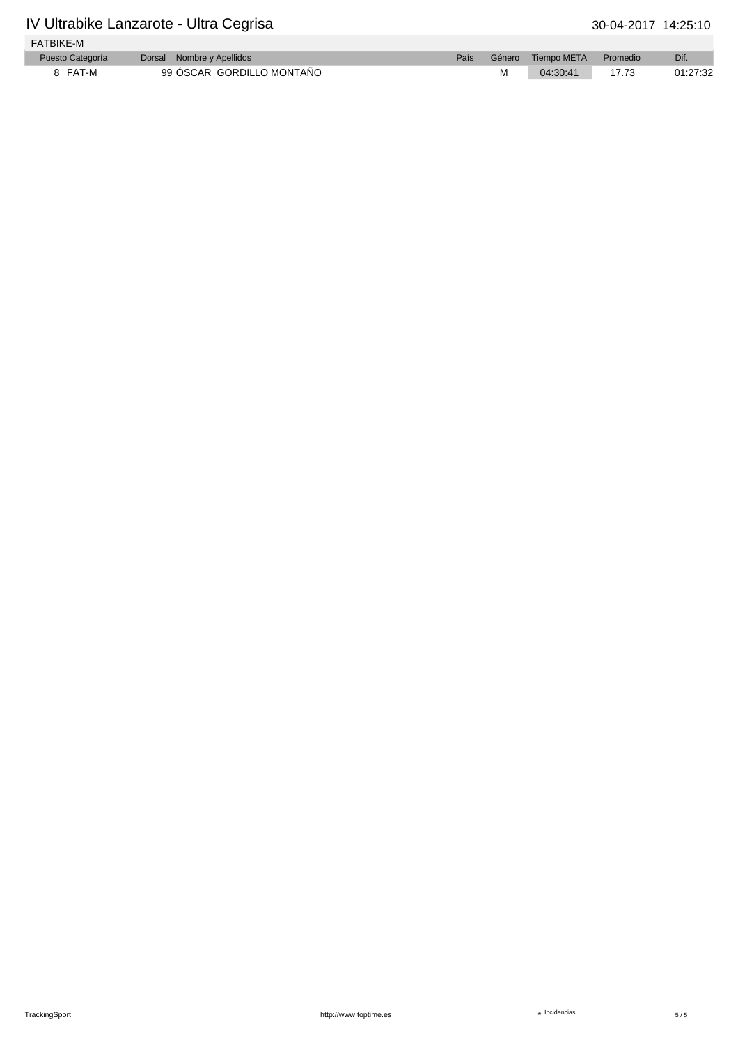# IV Ultrabike Lanzarote - Ultra Cegrisa

30-04-2017 14:25:10

FATBIKE-M

| Puesto | Categoría | Dorsal | Nombre y Apellidos | País | Género | Tiempo META | Promedio | Dif. |
|---|---|---|---|---|---|---|---|---|
| 8 | FAT-M | 99 | ÓSCAR GORDILLO MONTAÑO | | M | 04:30:41 | 17.73 | 01:27:32 |

TrackingSport http://www.toptime.es ⋆ Incidencias